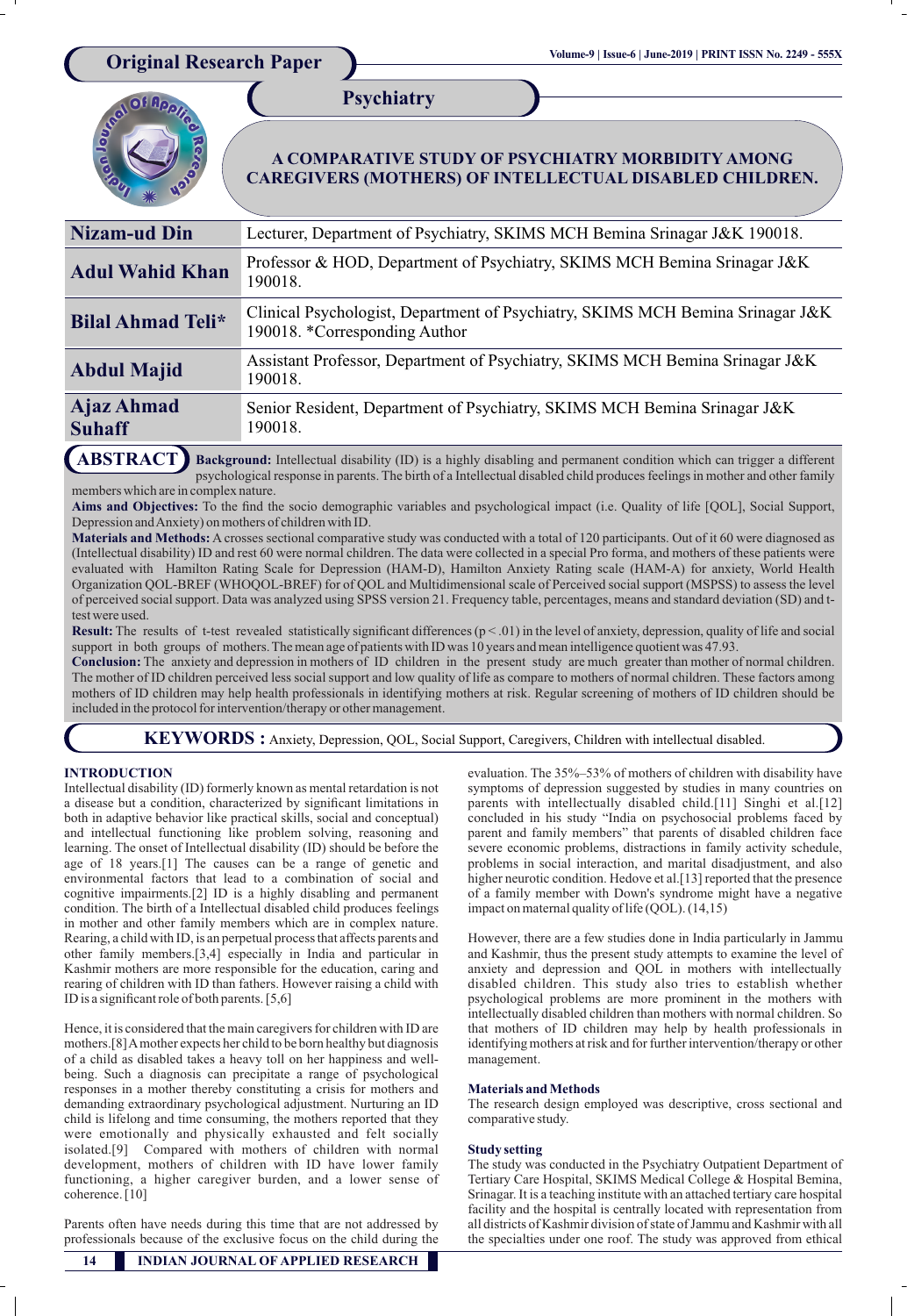**Original Research Paper**

**Psychiatry**

# A COMPARATIVE STUDY OF PSYCHIATRY MORBIDITY AMONG CAREGIVERS (MOTHERS) OF INTELLECTUAL DISABLED CHILDREN.

| | |
|---|---|
| **Nizam-ud Din** | Lecturer, Department of Psychiatry, SKIMS MCH Bemina Srinagar J&K 190018. |
| **Adul Wahid Khan** | Professor & HOD, Department of Psychiatry, SKIMS MCH Bemina Srinagar J&K 190018. |
| **Bilal Ahmad Teli*** | Clinical Psychologist, Department of Psychiatry, SKIMS MCH Bemina Srinagar J&K 190018. *Corresponding Author |
| **Abdul Majid** | Assistant Professor, Department of Psychiatry, SKIMS MCH Bemina Srinagar J&K 190018. |
| **Ajaz Ahmad Suhaff** | Senior Resident, Department of Psychiatry, SKIMS MCH Bemina Srinagar J&K 190018. |

## ABSTRACT

**Background:** Intellectual disability (ID) is a highly disabling and permanent condition which can trigger a different psychological response in parents. The birth of a Intellectual disabled child produces feelings in mother and other family members which are in complex nature.

**Aims and Objectives:** To the find the socio demographic variables and psychological impact (i.e. Quality of life [QOL], Social Support, Depression and Anxiety) on mothers of children with ID.

**Materials and Methods:** A crosses sectional comparative study was conducted with a total of 120 participants. Out of it 60 were diagnosed as (Intellectual disability) ID and rest 60 were normal children. The data were collected in a special Pro forma, and mothers of these patients were evaluated with Hamilton Rating Scale for Depression (HAM-D), Hamilton Anxiety Rating scale (HAM-A) for anxiety, World Health Organization QOL-BREF (WHOQOL-BREF) for of QOL and Multidimensional scale of Perceived social support (MSPSS) to assess the level of perceived social support. Data was analyzed using SPSS version 21. Frequency table, percentages, means and standard deviation (SD) and t-test were used.

**Result:** The results of t-test revealed statistically significant differences ($p < .01$) in the level of anxiety, depression, quality of life and social support in both groups of mothers. The mean age of patients with ID was 10 years and mean intelligence quotient was 47.93.

**Conclusion:** The anxiety and depression in mothers of ID children in the present study are much greater than mother of normal children. The mother of ID children perceived less social support and low quality of life as compare to mothers of normal children. These factors among mothers of ID children may help health professionals in identifying mothers at risk. Regular screening of mothers of ID children should be included in the protocol for intervention/therapy or other management.

**KEYWORDS :** Anxiety, Depression, QOL, Social Support, Caregivers, Children with intellectual disabled.

## INTRODUCTION

Intellectual disability (ID) formerly known as mental retardation is not a disease but a condition, characterized by significant limitations in both in adaptive behavior like practical skills, social and conceptual) and intellectual functioning like problem solving, reasoning and learning. The onset of Intellectual disability (ID) should be before the age of 18 years.[1] The causes can be a range of genetic and environmental factors that lead to a combination of social and cognitive impairments.[2] ID is a highly disabling and permanent condition. The birth of a Intellectual disabled child produces feelings in mother and other family members which are in complex nature. Rearing, a child with ID, is an perpetual process that affects parents and other family members.[3,4] especially in India and particular in Kashmir mothers are more responsible for the education, caring and rearing of children with ID than fathers. However raising a child with ID is a significant role of both parents. [5,6]

Hence, it is considered that the main caregivers for children with ID are mothers.[8] A mother expects her child to be born healthy but diagnosis of a child as disabled takes a heavy toll on her happiness and well-being. Such a diagnosis can precipitate a range of psychological responses in a mother thereby constituting a crisis for mothers and demanding extraordinary psychological adjustment. Nurturing an ID child is lifelong and time consuming, the mothers reported that they were emotionally and physically exhausted and felt socially isolated.[9] Compared with mothers of children with normal development, mothers of children with ID have lower family functioning, a higher caregiver burden, and a lower sense of coherence. [10]

Parents often have needs during this time that are not addressed by professionals because of the exclusive focus on the child during the evaluation. The 35%–53% of mothers of children with disability have symptoms of depression suggested by studies in many countries on parents with intellectually disabled child.[11] Singhi et al.[12] concluded in his study "India on psychosocial problems faced by parent and family members" that parents of disabled children face severe economic problems, distractions in family activity schedule, problems in social interaction, and marital disadjustment, and also higher neurotic condition. Hedove et al.[13] reported that the presence of a family member with Down's syndrome might have a negative impact on maternal quality of life (QOL). (14,15)

However, there are a few studies done in India particularly in Jammu and Kashmir, thus the present study attempts to examine the level of anxiety and depression and QOL in mothers with intellectually disabled children. This study also tries to establish whether psychological problems are more prominent in the mothers with intellectually disabled children than mothers with normal children. So that mothers of ID children may help by health professionals in identifying mothers at risk and for further intervention/therapy or other management.

### Materials and Methods

The research design employed was descriptive, cross sectional and comparative study.

### Study setting

The study was conducted in the Psychiatry Outpatient Department of Tertiary Care Hospital, SKIMS Medical College & Hospital Bemina, Srinagar. It is a teaching institute with an attached tertiary care hospital facility and the hospital is centrally located with representation from all districts of Kashmir division of state of Jammu and Kashmir with all the specialties under one roof. The study was approved from ethical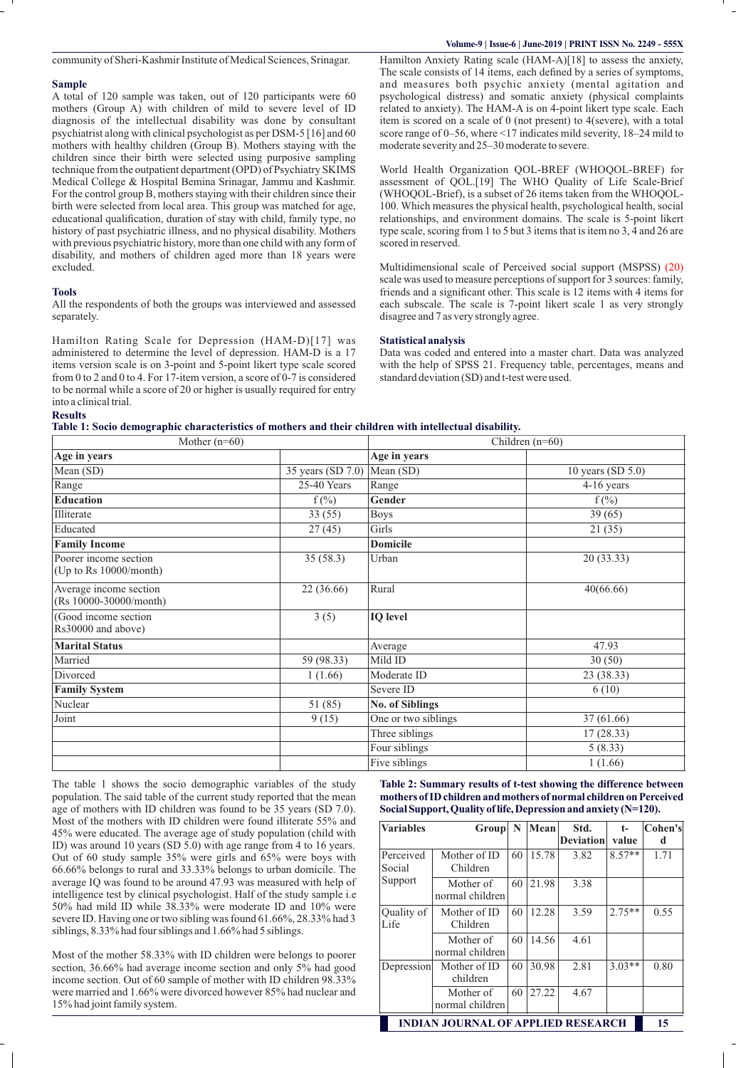community of Sheri-Kashmir Institute of Medical Sciences, Srinagar.

### Sample

A total of 120 sample was taken, out of 120 participants were 60 mothers (Group A) with children of mild to severe level of ID diagnosis of the intellectual disability was done by consultant psychiatrist along with clinical psychologist as per DSM-5 [16] and 60 mothers with healthy children (Group B). Mothers staying with the children since their birth were selected using purposive sampling technique from the outpatient department (OPD) of Psychiatry SKIMS Medical College & Hospital Bemina Srinagar, Jammu and Kashmir. For the control group B, mothers staying with their children since their birth were selected from local area. This group was matched for age, educational qualification, duration of stay with child, family type, no history of past psychiatric illness, and no physical disability. Mothers with previous psychiatric history, more than one child with any form of disability, and mothers of children aged more than 18 years were excluded.

### Tools

All the respondents of both the groups were interviewed and assessed separately.

Hamilton Rating Scale for Depression (HAM-D)[17] was administered to determine the level of depression. HAM-D is a 17 items version scale is on 3-point and 5-point likert type scale scored from 0 to 2 and 0 to 4. For 17-item version, a score of 0-7 is considered to be normal while a score of 20 or higher is usually required for entry into a clinical trial.

Hamilton Anxiety Rating scale (HAM-A)[18] to assess the anxiety, The scale consists of 14 items, each defined by a series of symptoms, and measures both psychic anxiety (mental agitation and psychological distress) and somatic anxiety (physical complaints related to anxiety). The HAM-A is on 4-point likert type scale. Each item is scored on a scale of 0 (not present) to 4(severe), with a total score range of 0–56, where <17 indicates mild severity, 18–24 mild to moderate severity and 25–30 moderate to severe.

World Health Organization QOL-BREF (WHOQOL-BREF) for assessment of QOL.[19] The WHO Quality of Life Scale-Brief (WHOQOL-Brief), is a subset of 26 items taken from the WHOQOL-100. Which measures the physical health, psychological health, social relationships, and environment domains. The scale is 5-point likert type scale, scoring from 1 to 5 but 3 items that is item no 3, 4 and 26 are scored in reserved.

Multidimensional scale of Perceived social support (MSPSS) (20) scale was used to measure perceptions of support for 3 sources: family, friends and a significant other. This scale is 12 items with 4 items for each subscale. The scale is 7-point likert scale 1 as very strongly disagree and 7 as very strongly agree.

### Statistical analysis

Data was coded and entered into a master chart. Data was analyzed with the help of SPSS 21. Frequency table, percentages, means and standard deviation (SD) and t-test were used.

## Results

**Table 1: Socio demographic characteristics of mothers and their children with intellectual disability.**

| Mother (n=60) | | Children (n=60) | |
|---|---|---|---|
| **Age in years** | | **Age in years** | |
| Mean (SD) | 35 years (SD 7.0) | Mean (SD) | 10 years (SD 5.0) |
| Range | 25-40 Years | Range | 4-16 years |
| **Education** | f (%) | **Gender** | f (%) |
| Illiterate | 33 (55) | Boys | 39 (65) |
| Educated | 27 (45) | Girls | 21 (35) |
| **Family Income** | | **Domicile** | |
| Poorer income section (Up to Rs 10000/month) | 35 (58.3) | Urban | 20 (33.33) |
| Average income section (Rs 10000-30000/month) | 22 (36.66) | Rural | 40(66.66) |
| (Good income section Rs30000 and above) | 3 (5) | **IQ level** | |
| **Marital Status** | | Average | 47.93 |
| Married | 59 (98.33) | Mild ID | 30 (50) |
| Divorced | 1 (1.66) | Moderate ID | 23 (38.33) |
| **Family System** | | Severe ID | 6 (10) |
| Nuclear | 51 (85) | **No. of Siblings** | |
| Joint | 9 (15) | One or two siblings | 37 (61.66) |
| | | Three siblings | 17 (28.33) |
| | | Four siblings | 5 (8.33) |
| | | Five siblings | 1 (1.66) |

The table 1 shows the socio demographic variables of the study population. The said table of the current study reported that the mean age of mothers with ID children was found to be 35 years (SD 7.0). Most of the mothers with ID children were found illiterate 55% and 45% were educated. The average age of study population (child with ID) was around 10 years (SD 5.0) with age range from 4 to 16 years. Out of 60 study sample 35% were girls and 65% were boys with 66.66% belongs to rural and 33.33% belongs to urban domicile. The average IQ was found to be around 47.93 was measured with help of intelligence test by clinical psychologist. Half of the study sample i.e 50% had mild ID while 38.33% were moderate ID and 10% were severe ID. Having one or two sibling was found 61.66%, 28.33% had 3 siblings, 8.33% had four siblings and 1.66% had 5 siblings.

Most of the mother 58.33% with ID children were belongs to poorer section, 36.66% had average income section and only 5% had good income section. Out of 60 sample of mother with ID children 98.33% were married and 1.66% were divorced however 85% had nuclear and 15% had joint family system.

**Table 2: Summary results of t-test showing the difference between mothers of ID children and mothers of normal children on Perceived Social Support, Quality of life, Depression and anxiety (N=120).**

| Variables | Group | N | Mean | Std. Deviation | t-value | Cohen's d |
|---|---|---|---|---|---|---|
| Perceived Social Support | Mother of ID Children | 60 | 15.78 | 3.82 | 8.57** | 1.71 |
| | Mother of normal children | 60 | 21.98 | 3.38 | | |
| Quality of Life | Mother of ID Children | 60 | 12.28 | 3.59 | 2.75** | 0.55 |
| | Mother of normal children | 60 | 14.56 | 4.61 | | |
| Depression | Mother of ID children | 60 | 30.98 | 2.81 | 3.03** | 0.80 |
| | Mother of normal children | 60 | 27.22 | 4.67 | | |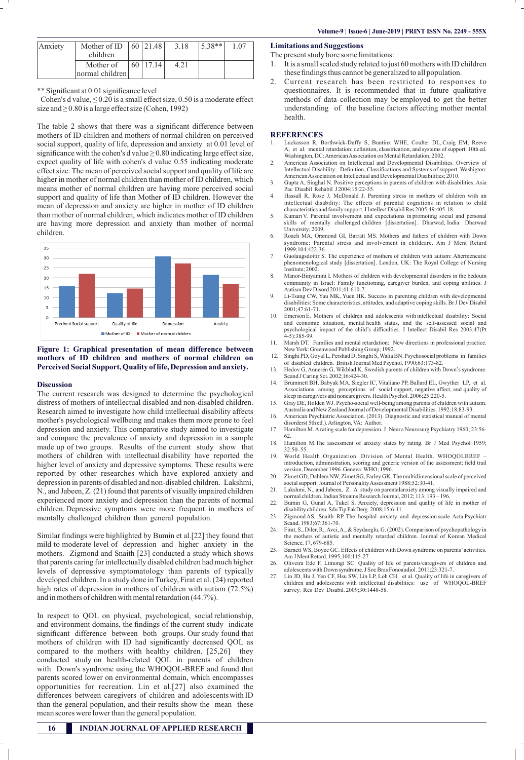| | | | | | | |
|---|---|---|---|---|---|---|
| Anxiety | Mother of ID children | 60 | 21.48 | 3.18 | 5.38** | 1.07 |
| | Mother of normal children | 60 | 17.14 | 4.21 | | |

** Significant at 0.01 significance level

Cohen's d value, ≤ 0.20 is a small effect size, 0.50 is a moderate effect size and ≥ 0.80 is a large effect size (Cohen, 1992)

The table 2 shows that there was a significant difference between mothers of ID children and mothers of normal children on perceived social support, quality of life, depression and anxiety at 0.01 level of significance with the cohen's d value ≥ 0.80 indicating large effect size, expect quality of life with cohen's d value 0.55 indicating moderate effect size. The mean of perceived social support and quality of life are higher in mother of normal children than mother of ID children, which means mother of normal children are having more perceived social support and quality of life than Mother of ID children. However the mean of depression and anxiety are higher in mother of ID children than mother of normal children, which indicates mother of ID children are having more depression and anxiety than mother of normal children.

35
30
25
20
15
10
5
0
Precived Social support
Quality of life
Depression
Anxiety
Mother of ID
Mother of normal children

**Figure 1: Graphical presentation of mean difference between mothers of ID children and mothers of normal children on Perceived Social Support, Quality of life, Depression and anxiety.**

## Discussion

The current research was designed to determine the psychological distress of mothers of intellectual disabled and non-disabled children. Research aimed to investigate how child intellectual disability affects mother's psychological wellbeing and makes them more prone to feel depression and anxiety. This comparative study aimed to investigate and compare the prevalence of anxiety and depression in a sample made up of two groups. Results of the current study show that mothers of children with intellectual disability have reported the higher level of anxiety and depressive symptoms. These results were reported by other researches which have explored anxiety and depression in parents of disabled and non-disabled children. Lakshmi, N., and Jabeen, Z. (21) found that parents of visually impaired children experienced more anxiety and depression than the parents of normal children. Depressive symptoms were more frequent in mothers of mentally challenged children than general population.

Similar findings were highlighted by Bumin et al.[22] they found that mild to moderate level of depression and higher anxiety in the mothers. Zigmond and Snaith [23] conducted a study which shows that parents caring for intellectually disabled children had much higher levels of depressive symptomatology than parents of typically developed children. In a study done in Turkey, Firat et al. (24) reported high rates of depression in mothers of children with autism (72.5%) and in mothers of children with mental retardation (44.7%).

In respect to QOL on physical, psychological, social relationship, and environment domains, the findings of the current study indicate significant difference between both groups. Our study found that mothers of children with ID had significantly decreased QOL as compared to the mothers with healthy children. [25,26] they conducted study on health-related QOL in parents of children with Down's syndrome using the WHOQOL-BREF and found that parents scored lower on environmental domain, which encompasses opportunities for recreation. Lin et al.[27] also examined the differences between caregivers of children and adolescents with ID than the general population, and their results show the mean these mean scores were lower than the general population.

## Limitations and Suggestions

The present study bore some limitations:

1. It is a small scaled study related to just 60 mothers with ID children these findings thus cannot be generalized to all population.
2. Current research has been restricted to responses to questionnaires. It is recommended that in future qualitative methods of data collection may be employed to get the better understanding of the baseline factors affecting mother mental health.

## REFERENCES

1. Luckasson R, Borthwick-Duffy S, Buntinx WHE, Coulter DL, Craig EM, Reeve A, et al. mental retardation: definition, classification, and systems of support. 10th ed. Washington, DC: American Association on Mental Retardation; 2002.
2. American Association on Intellectual and Developmental Disabilities. Overview of Intellectual Disability: Definition, Classifications and Systems of support. Washigton: American Association on Intellectual and Developmental Disabilities; 2010.
3. Gupta A, Singhal N. Positive perceptions in parents of children with disabilities. Asia Pac Disabil Rehabil J 2004;15:22-35.
4. Hassall R, Rose J, McDonald J. Parenting stress in mothers of children with an intellectual disability: The effects of parental cognitions in relation to child characteristics and family support. J Intellect Disabil Res 2005;49:405-18.
5. Kumari V. Parental involvement and expectations in promoting social and personal skills of mentally challenged children [dissertation]. Dharwad, India: Dharwad University; 2009.
6. Roach MA, Orsmond GI, Barratt MS. Mothers and fathers of children with Down syndrome: Parental stress and involvement in childcare. Am J Ment Retard 1999;104:422-36.
7. Guolaugsdottir S. The experience of mothers of children with autism: Ahermeneutic phenomenological study [dissertation]. London, UK: The Royal College of Nursing Institute; 2002.
8. Manor-Binyamini I. Mothers of children with developmental disorders in the bedouin community in Israel: Family functioning, caregiver burden, and coping abilities. J Autism Dev Disord 2011;41:610-7.
9. Li-Tsang CW, Yau MK, Yuen HK. Success in parenting children with developmental disabilities: Some characteristics, attitudes, and adaptive coping skills. Br J Dev Disabil 2001;47:61-71.
10. Emerson E. Mothers of children and adolescents with intellectual disability: Social and economic situation, mental health status, and the self-assessed social and psychological impact of the child's difficulties. J Intellect Disabil Res 2003;47(Pt 4-5):385-99.
11. Marsh DT. Families and mental retardation: New directions in professional practice. New York: Greenwood Publishing Group; 1992.
12. Singhi PD, Goyal L, Pershad D, Singhi S, Walia BN. Psychosocial problems in families of disabled children. British Journal Med Psychol. 1990;63:173-82.
13. Hedov G, Annerén G, Wikblad K. Swedish parents of children with Down's syndrome. Scand J Caring Sci. 2002;16:424-30.
14. Brummett BH, Babyak MA, Siegler IC, Vitaliano PP, Ballard EL, Gwyther LP, et al. Associations among perceptions of social support, negative affect, and quality of sleep in caregivers and noncaregivers. Health Psychol. 2006;25:220-5.
15. Gray DE, Holden WJ. Psycho-social well-being among parents of children with autism. Australia and New Zealand Journal of Developmental Disabilities. 1992;18:83-93.
16. American Psychiatric Association. (2013). Diagnostic and statistical manual of mental disorders( 5th ed.). Arlington, VA: Author.
17. Hamilton M. A rating scale for depression. J Neuro Neurosurg Psychiatry 1960; 23:56-62.
18. Hamilton M.The assessment of anxiety states by rating. Br J Med Psychol 1959; 32:50–55.
19. World Health Organization. Division of Mental Health. WHOQOLBREF – introduction, administration, scoring and generic version of the assessment: field trail version, December 1996. Geneva: WHO; 1996.
20. Zimet GD, Dahlem NW, Zimet SG, Farley GK. The multidimensional scale of perceived social support. Journal of Personality Assessment 1988;52:30-41.
21. Lakshmi, N., and Jabeen, Z. A study on parentalanxiety among visually impaired and normal children. Indian Streams Research Journal, 2012; 113: 193 – 196.
22. Bumin G, Gunal A, Tukel S. Anxiety, depression and quality of life in mother of disability children. Sdu Tip FakDerg. 2008;15:6-11.
23. Zigmond AS, Snaith RP. The hospital anxiety and depression scale. Acta Psychiatr Scand. 1983;67:361-70.
24. Firat, S., Diler, R., Avci, A., & Seydaoglu, G. (2002). Comparison of psychopathology in the mothers of autistic and mentally retarded children. Journal of Korean Medical Science, 17, 679-685.
25. Barnett WS, Boyce GC. Effects of children with Down syndrome on parents' activities. Am J Ment Retard. 1995;100:115-27.
26. Oliveira Ede F, Limongi SC. Quality of life of parents/caregivers of children and adolescents with Down syndrome. J Soc Bras Fonoaudiol. 2011;23:321-7.
27. Lin JD, Hu J, Yen CF, Hsu SW, Lin LP, Loh CH, et al. Quality of life in caregivers of children and adolescents with intellectual disabilities: use of WHOQOL-BREF survey. Res Dev Disabil. 2009;30:1448-58.